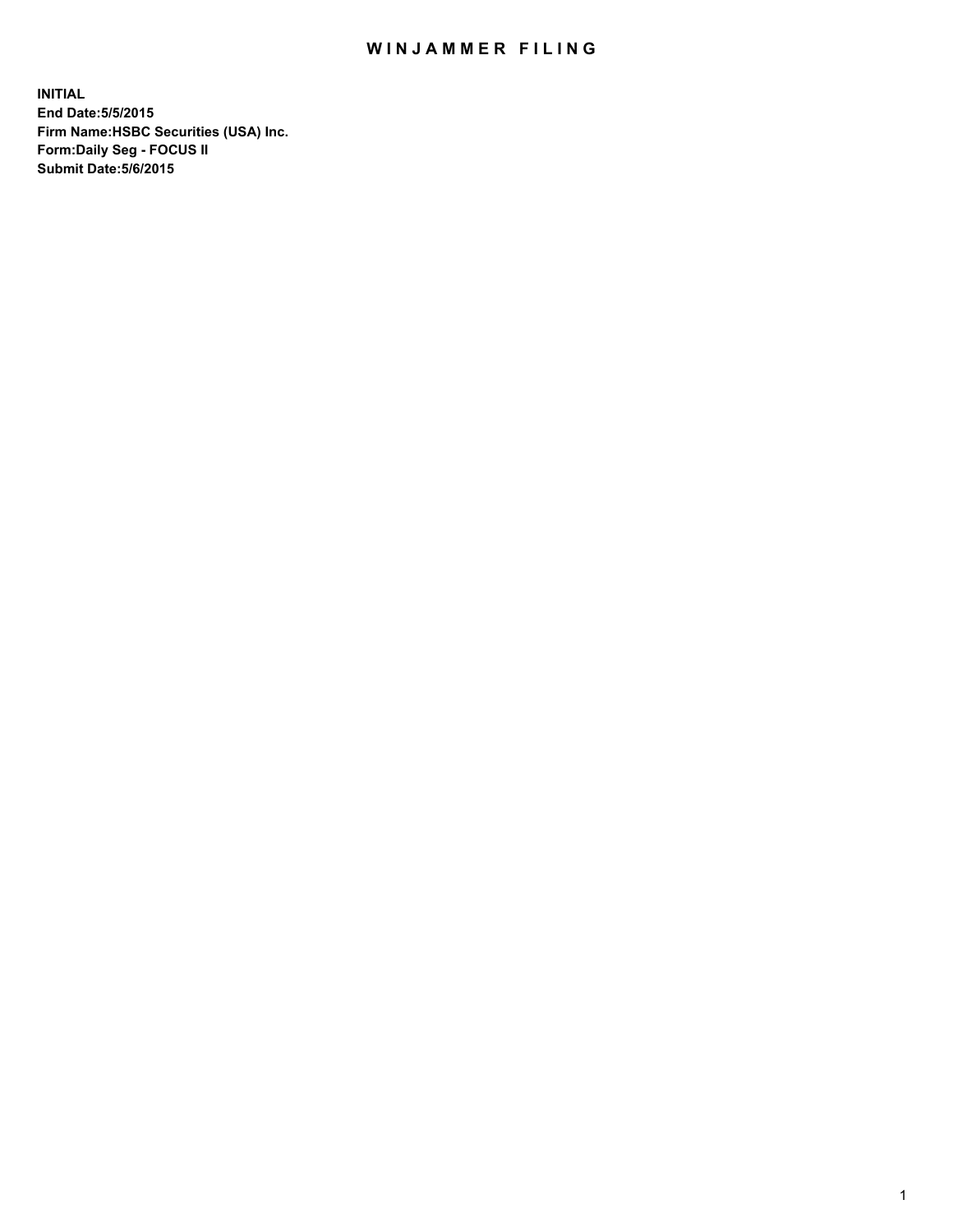# WINJAMMER FILING

**INITIAL**
**End Date:5/5/2015**
**Firm Name:HSBC Securities (USA) Inc.**
**Form:Daily Seg - FOCUS II**
**Submit Date:5/6/2015**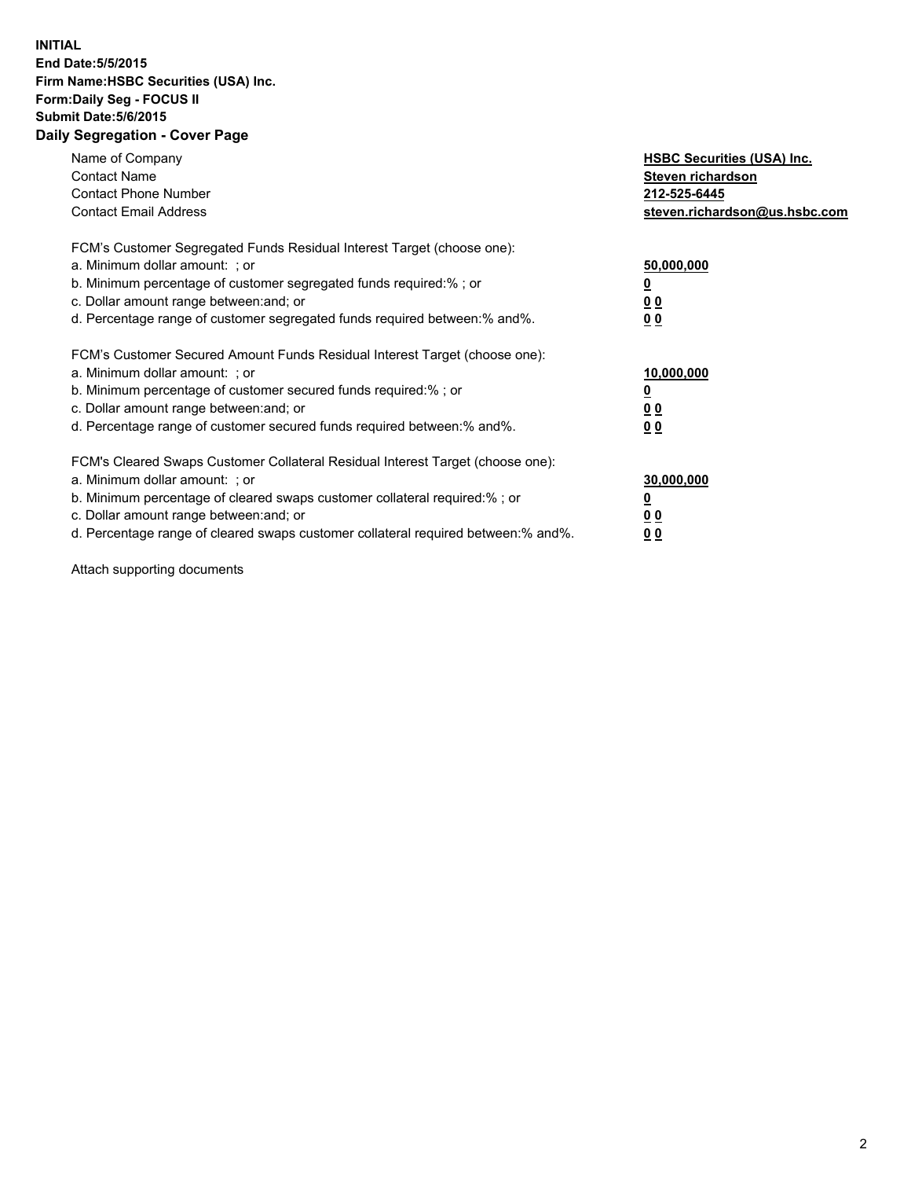**INITIAL**
**End Date:5/5/2015**
**Firm Name:HSBC Securities (USA) Inc.**
**Form:Daily Seg - FOCUS II**
**Submit Date:5/6/2015**

## Daily Segregation - Cover Page

| | |
|---|---|
| Name of Company | **HSBC Securities (USA) Inc.** |
| Contact Name | **Steven richardson** |
| Contact Phone Number | **212-525-6445** |
| Contact Email Address | **steven.richardson@us.hsbc.com** |

FCM's Customer Segregated Funds Residual Interest Target (choose one):

| | |
|---|---|
| a. Minimum dollar amount: ; or | **50,000,000** |
| b. Minimum percentage of customer segregated funds required:% ; or | **0** |
| c. Dollar amount range between:and; or | **0 0** |
| d. Percentage range of customer segregated funds required between:% and%. | **0 0** |

FCM's Customer Secured Amount Funds Residual Interest Target (choose one):

| | |
|---|---|
| a. Minimum dollar amount: ; or | **10,000,000** |
| b. Minimum percentage of customer secured funds required:% ; or | **0** |
| c. Dollar amount range between:and; or | **0 0** |
| d. Percentage range of customer secured funds required between:% and%. | **0 0** |

FCM's Cleared Swaps Customer Collateral Residual Interest Target (choose one):

| | |
|---|---|
| a. Minimum dollar amount: ; or | **30,000,000** |
| b. Minimum percentage of cleared swaps customer collateral required:% ; or | **0** |
| c. Dollar amount range between:and; or | **0 0** |
| d. Percentage range of cleared swaps customer collateral required between:% and%. | **0 0** |

Attach supporting documents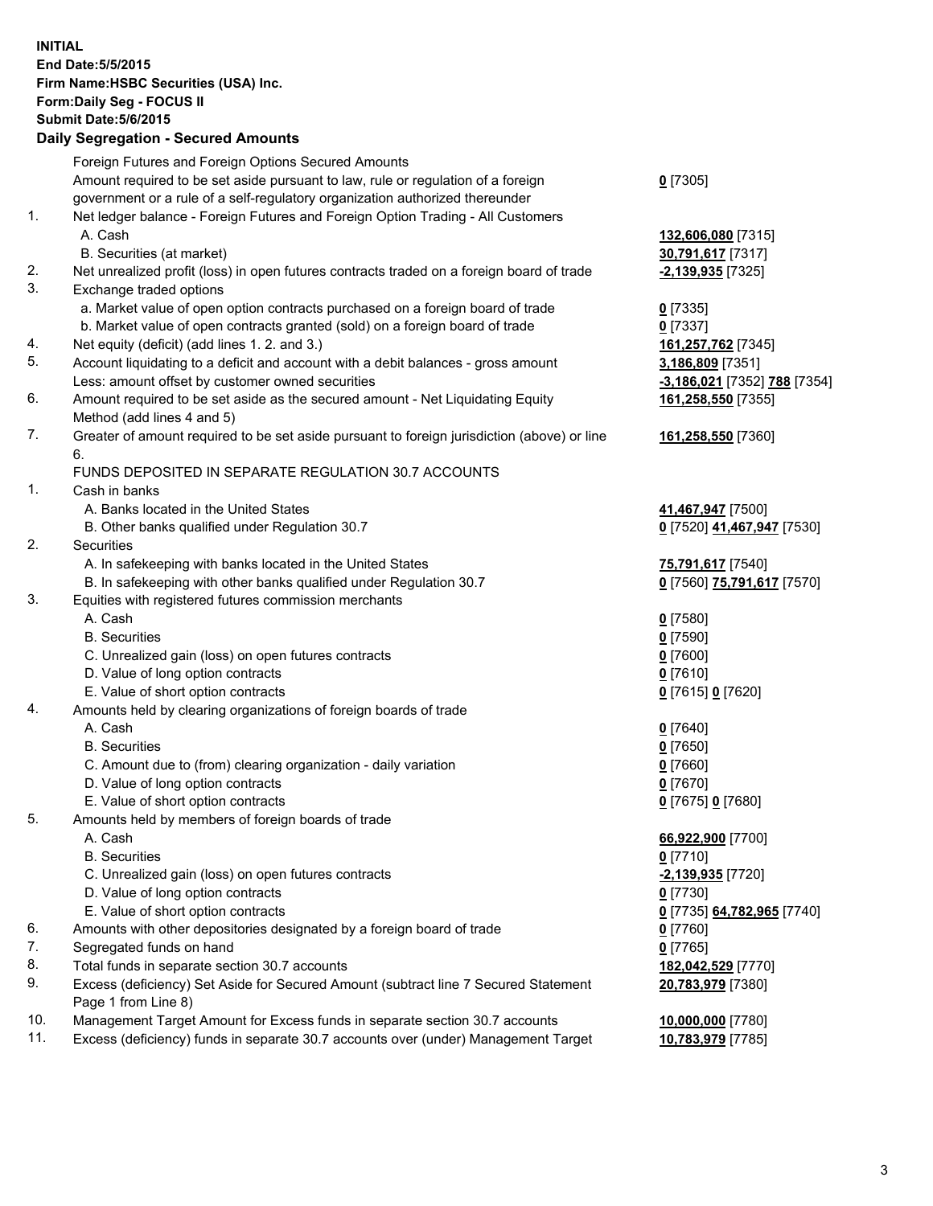**INITIAL**
**End Date:5/5/2015**
**Firm Name:HSBC Securities (USA) Inc.**
**Form:Daily Seg - FOCUS II**
**Submit Date:5/6/2015**

## Daily Segregation - Secured Amounts

| | | |
|---|---|---|
| | Foreign Futures and Foreign Options Secured Amounts | |
| | Amount required to be set aside pursuant to law, rule or regulation of a foreign government or a rule of a self-regulatory organization authorized thereunder | **0** [7305] |
| 1. | Net ledger balance - Foreign Futures and Foreign Option Trading - All Customers | |
| | A. Cash | **132,606,080** [7315] |
| | B. Securities (at market) | **30,791,617** [7317] |
| 2. | Net unrealized profit (loss) in open futures contracts traded on a foreign board of trade | **-2,139,935** [7325] |
| 3. | Exchange traded options | |
| | a. Market value of open option contracts purchased on a foreign board of trade | **0** [7335] |
| | b. Market value of open contracts granted (sold) on a foreign board of trade | **0** [7337] |
| 4. | Net equity (deficit) (add lines 1. 2. and 3.) | **161,257,762** [7345] |
| 5. | Account liquidating to a deficit and account with a debit balances - gross amount | **3,186,809** [7351] |
| | Less: amount offset by customer owned securities | **-3,186,021** [7352] **788** [7354] |
| 6. | Amount required to be set aside as the secured amount - Net Liquidating Equity Method (add lines 4 and 5) | **161,258,550** [7355] |
| 7. | Greater of amount required to be set aside pursuant to foreign jurisdiction (above) or line 6. | **161,258,550** [7360] |
| | FUNDS DEPOSITED IN SEPARATE REGULATION 30.7 ACCOUNTS | |
| 1. | Cash in banks | |
| | A. Banks located in the United States | **41,467,947** [7500] |
| | B. Other banks qualified under Regulation 30.7 | **0** [7520] **41,467,947** [7530] |
| 2. | Securities | |
| | A. In safekeeping with banks located in the United States | **75,791,617** [7540] |
| | B. In safekeeping with other banks qualified under Regulation 30.7 | **0** [7560] **75,791,617** [7570] |
| 3. | Equities with registered futures commission merchants | |
| | A. Cash | **0** [7580] |
| | B. Securities | **0** [7590] |
| | C. Unrealized gain (loss) on open futures contracts | **0** [7600] |
| | D. Value of long option contracts | **0** [7610] |
| | E. Value of short option contracts | **0** [7615] **0** [7620] |
| 4. | Amounts held by clearing organizations of foreign boards of trade | |
| | A. Cash | **0** [7640] |
| | B. Securities | **0** [7650] |
| | C. Amount due to (from) clearing organization - daily variation | **0** [7660] |
| | D. Value of long option contracts | **0** [7670] |
| | E. Value of short option contracts | **0** [7675] **0** [7680] |
| 5. | Amounts held by members of foreign boards of trade | |
| | A. Cash | **66,922,900** [7700] |
| | B. Securities | **0** [7710] |
| | C. Unrealized gain (loss) on open futures contracts | **-2,139,935** [7720] |
| | D. Value of long option contracts | **0** [7730] |
| | E. Value of short option contracts | **0** [7735] **64,782,965** [7740] |
| 6. | Amounts with other depositories designated by a foreign board of trade | **0** [7760] |
| 7. | Segregated funds on hand | **0** [7765] |
| 8. | Total funds in separate section 30.7 accounts | **182,042,529** [7770] |
| 9. | Excess (deficiency) Set Aside for Secured Amount (subtract line 7 Secured Statement Page 1 from Line 8) | **20,783,979** [7380] |
| 10. | Management Target Amount for Excess funds in separate section 30.7 accounts | **10,000,000** [7780] |
| 11. | Excess (deficiency) funds in separate 30.7 accounts over (under) Management Target | **10,783,979** [7785] |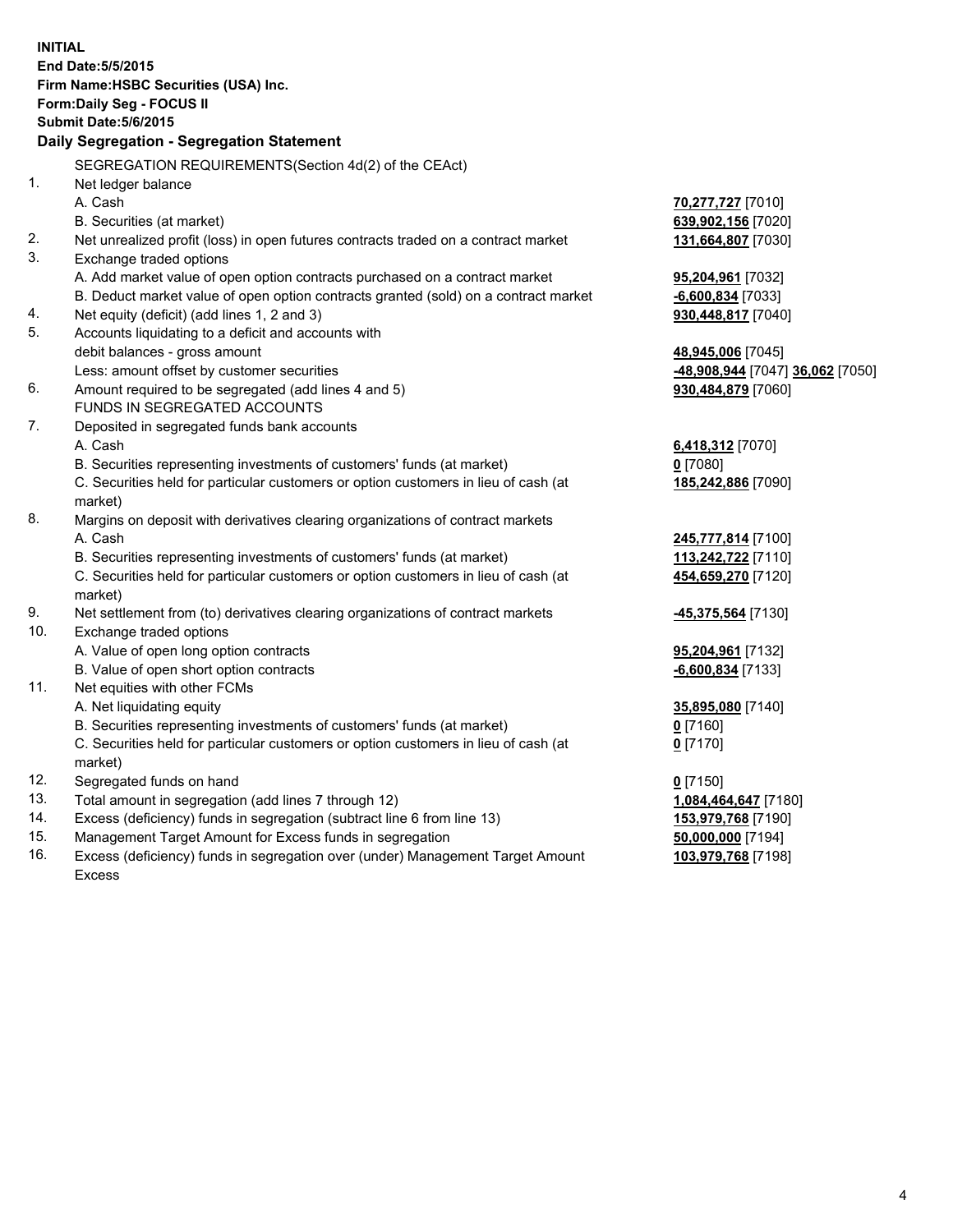**INITIAL**
**End Date:5/5/2015**
**Firm Name:HSBC Securities (USA) Inc.**
**Form:Daily Seg - FOCUS II**
**Submit Date:5/6/2015**

## Daily Segregation - Segregation Statement

SEGREGATION REQUIREMENTS(Section 4d(2) of the CEAct)

| | | |
|---|---|---|
| 1. | Net ledger balance | |
| | A. Cash | **70,277,727** [7010] |
| | B. Securities (at market) | **639,902,156** [7020] |
| 2. | Net unrealized profit (loss) in open futures contracts traded on a contract market | **131,664,807** [7030] |
| 3. | Exchange traded options | |
| | A. Add market value of open option contracts purchased on a contract market | **95,204,961** [7032] |
| | B. Deduct market value of open option contracts granted (sold) on a contract market | **-6,600,834** [7033] |
| 4. | Net equity (deficit) (add lines 1, 2 and 3) | **930,448,817** [7040] |
| 5. | Accounts liquidating to a deficit and accounts with debit balances - gross amount | **48,945,006** [7045] |
| | Less: amount offset by customer securities | **-48,908,944** [7047] **36,062** [7050] |
| 6. | Amount required to be segregated (add lines 4 and 5) | **930,484,879** [7060] |
| | FUNDS IN SEGREGATED ACCOUNTS | |
| 7. | Deposited in segregated funds bank accounts | |
| | A. Cash | **6,418,312** [7070] |
| | B. Securities representing investments of customers' funds (at market) | **0** [7080] |
| | C. Securities held for particular customers or option customers in lieu of cash (at market) | **185,242,886** [7090] |
| 8. | Margins on deposit with derivatives clearing organizations of contract markets | |
| | A. Cash | **245,777,814** [7100] |
| | B. Securities representing investments of customers' funds (at market) | **113,242,722** [7110] |
| | C. Securities held for particular customers or option customers in lieu of cash (at market) | **454,659,270** [7120] |
| 9. | Net settlement from (to) derivatives clearing organizations of contract markets | **-45,375,564** [7130] |
| 10. | Exchange traded options | |
| | A. Value of open long option contracts | **95,204,961** [7132] |
| | B. Value of open short option contracts | **-6,600,834** [7133] |
| 11. | Net equities with other FCMs | |
| | A. Net liquidating equity | **35,895,080** [7140] |
| | B. Securities representing investments of customers' funds (at market) | **0** [7160] |
| | C. Securities held for particular customers or option customers in lieu of cash (at market) | **0** [7170] |
| 12. | Segregated funds on hand | **0** [7150] |
| 13. | Total amount in segregation (add lines 7 through 12) | **1,084,464,647** [7180] |
| 14. | Excess (deficiency) funds in segregation (subtract line 6 from line 13) | **153,979,768** [7190] |
| 15. | Management Target Amount for Excess funds in segregation | **50,000,000** [7194] |
| 16. | Excess (deficiency) funds in segregation over (under) Management Target Amount Excess | **103,979,768** [7198] |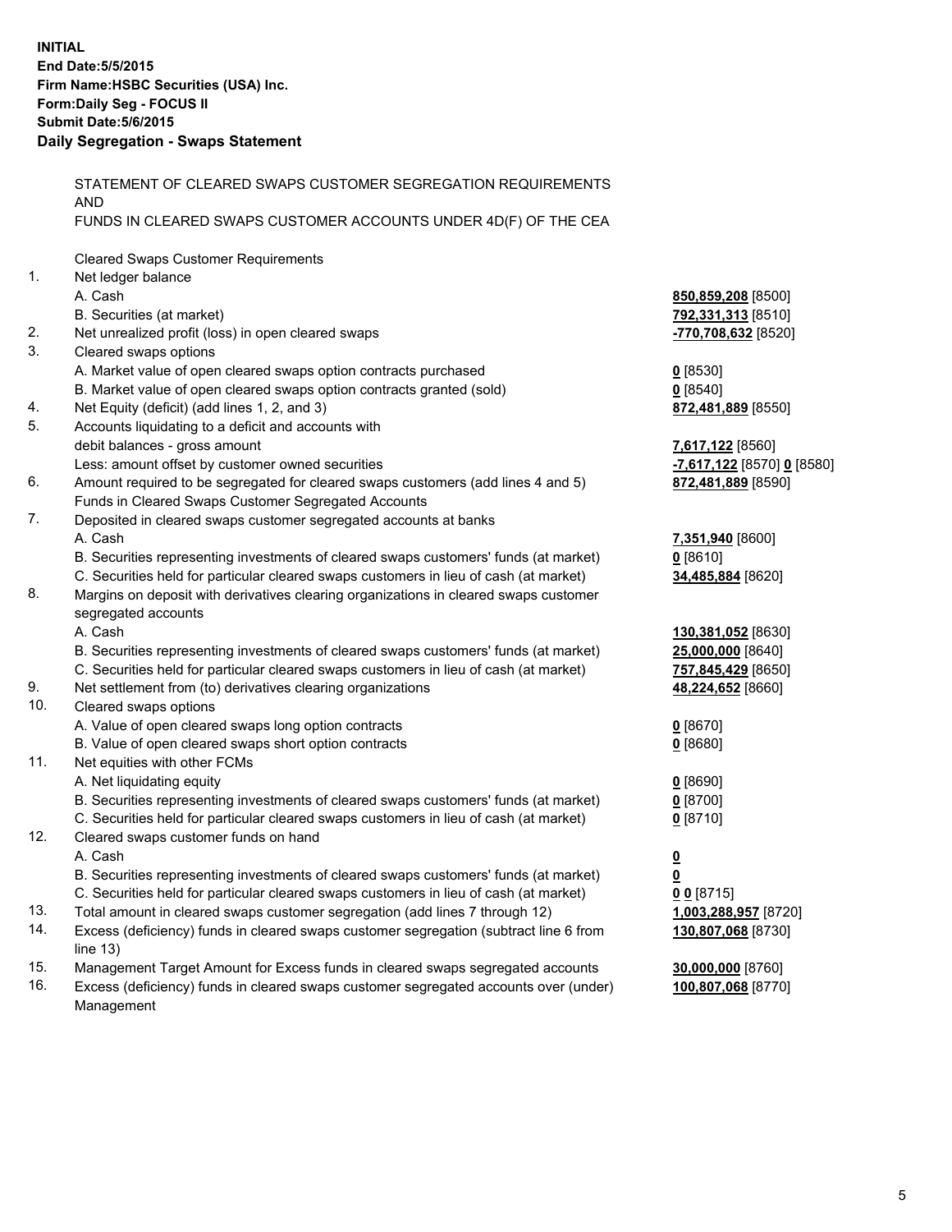**INITIAL**
**End Date:5/5/2015**
**Firm Name:HSBC Securities (USA) Inc.**
**Form:Daily Seg - FOCUS II**
**Submit Date:5/6/2015**
**Daily Segregation - Swaps Statement**

STATEMENT OF CLEARED SWAPS CUSTOMER SEGREGATION REQUIREMENTS AND FUNDS IN CLEARED SWAPS CUSTOMER ACCOUNTS UNDER 4D(F) OF THE CEA

| | | |
|---|---|---|
| | Cleared Swaps Customer Requirements | |
| 1. | Net ledger balance | |
| | A. Cash | **850,859,208** [8500] |
| | B. Securities (at market) | **792,331,313** [8510] |
| 2. | Net unrealized profit (loss) in open cleared swaps | **-770,708,632** [8520] |
| 3. | Cleared swaps options | |
| | A. Market value of open cleared swaps option contracts purchased | **0** [8530] |
| | B. Market value of open cleared swaps option contracts granted (sold) | **0** [8540] |
| 4. | Net Equity (deficit) (add lines 1, 2, and 3) | **872,481,889** [8550] |
| 5. | Accounts liquidating to a deficit and accounts with | |
| | debit balances - gross amount | **7,617,122** [8560] |
| | Less: amount offset by customer owned securities | **-7,617,122** [8570] **0** [8580] |
| 6. | Amount required to be segregated for cleared swaps customers (add lines 4 and 5) | **872,481,889** [8590] |
| | Funds in Cleared Swaps Customer Segregated Accounts | |
| 7. | Deposited in cleared swaps customer segregated accounts at banks | |
| | A. Cash | **7,351,940** [8600] |
| | B. Securities representing investments of cleared swaps customers' funds (at market) | **0** [8610] |
| | C. Securities held for particular cleared swaps customers in lieu of cash (at market) | **34,485,884** [8620] |
| 8. | Margins on deposit with derivatives clearing organizations in cleared swaps customer segregated accounts | |
| | A. Cash | **130,381,052** [8630] |
| | B. Securities representing investments of cleared swaps customers' funds (at market) | **25,000,000** [8640] |
| | C. Securities held for particular cleared swaps customers in lieu of cash (at market) | **757,845,429** [8650] |
| 9. | Net settlement from (to) derivatives clearing organizations | **48,224,652** [8660] |
| 10. | Cleared swaps options | |
| | A. Value of open cleared swaps long option contracts | **0** [8670] |
| | B. Value of open cleared swaps short option contracts | **0** [8680] |
| 11. | Net equities with other FCMs | |
| | A. Net liquidating equity | **0** [8690] |
| | B. Securities representing investments of cleared swaps customers' funds (at market) | **0** [8700] |
| | C. Securities held for particular cleared swaps customers in lieu of cash (at market) | **0** [8710] |
| 12. | Cleared swaps customer funds on hand | |
| | A. Cash | **0** |
| | B. Securities representing investments of cleared swaps customers' funds (at market) | **0** |
| | C. Securities held for particular cleared swaps customers in lieu of cash (at market) | **0** **0** [8715] |
| 13. | Total amount in cleared swaps customer segregation (add lines 7 through 12) | **1,003,288,957** [8720] |
| 14. | Excess (deficiency) funds in cleared swaps customer segregation (subtract line 6 from line 13) | **130,807,068** [8730] |
| 15. | Management Target Amount for Excess funds in cleared swaps segregated accounts | **30,000,000** [8760] |
| 16. | Excess (deficiency) funds in cleared swaps customer segregated accounts over (under) Management | **100,807,068** [8770] |